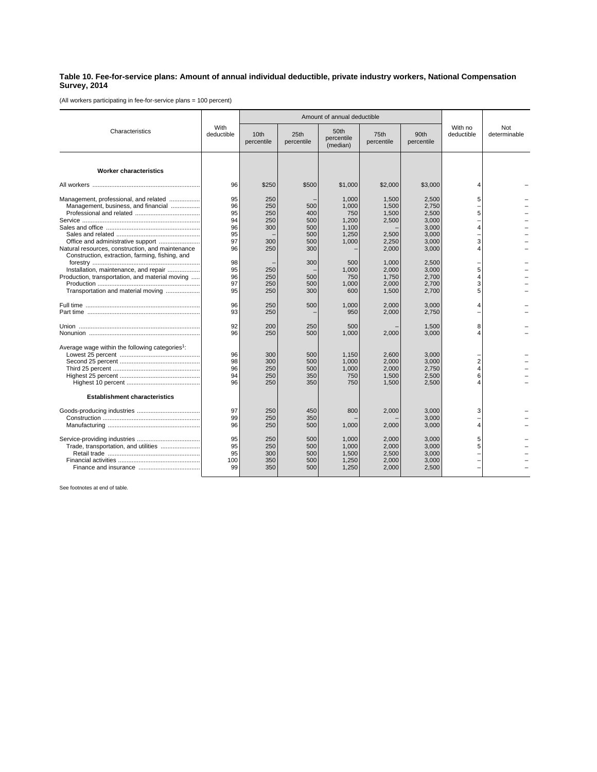**Table 10. Fee-for-service plans: Amount of annual individual deductible, private industry workers, National Compensation Survey, 2014**

(All workers participating in fee-for-service plans = 100 percent)

| Characteristics | With deductible | Amount of annual deductible | | | | | With no deductible | Not determinable |
|---|---|---|---|---|---|---|---|---|
| | | 10th percentile | 25th percentile | 50th percentile (median) | 75th percentile | 90th percentile | | |
| **Worker characteristics** | | | | | | | | |
| All workers | 96 | $250 | $500 | $1,000 | $2,000 | $3,000 | 4 | – |
| Management, professional, and related | 95 | 250 | – | 1,000 | 1,500 | 2,500 | 5 | – |
| Management, business, and financial | 96 | 250 | 500 | 1,000 | 1,500 | 2,750 | – | – |
| Professional and related | 95 | 250 | 400 | 750 | 1,500 | 2,500 | 5 | – |
| Service | 94 | 250 | 500 | 1,200 | 2,500 | 3,000 | – | – |
| Sales and office | 96 | 300 | 500 | 1,100 | – | 3,000 | 4 | – |
| Sales and related | 95 | – | 500 | 1,250 | 2,500 | 3,000 | – | – |
| Office and administrative support | 97 | 300 | 500 | 1,000 | 2,250 | 3,000 | 3 | – |
| Natural resources, construction, and maintenance | 96 | 250 | 300 | – | 2,000 | 3,000 | 4 | – |
| Construction, extraction, farming, fishing, and forestry | 98 | – | 300 | 500 | 1,000 | 2,500 | – | – |
| Installation, maintenance, and repair | 95 | 250 | – | 1,000 | 2,000 | 3,000 | 5 | – |
| Production, transportation, and material moving | 96 | 250 | 500 | 750 | 1,750 | 2,700 | 4 | – |
| Production | 97 | 250 | 500 | 1,000 | 2,000 | 2,700 | 3 | – |
| Transportation and material moving | 95 | 250 | 300 | 600 | 1,500 | 2,700 | 5 | – |
| Full time | 96 | 250 | 500 | 1,000 | 2,000 | 3,000 | 4 | – |
| Part time | 93 | 250 | – | 950 | 2,000 | 2,750 | – | – |
| Union | 92 | 200 | 250 | 500 | – | 1,500 | 8 | – |
| Nonunion | 96 | 250 | 500 | 1,000 | 2,000 | 3,000 | 4 | – |
| Average wage within the following categories[1]: | | | | | | | | |
| Lowest 25 percent | 96 | 300 | 500 | 1,150 | 2,600 | 3,000 | – | – |
| Second 25 percent | 98 | 300 | 500 | 1,000 | 2,000 | 3,000 | 2 | – |
| Third 25 percent | 96 | 250 | 500 | 1,000 | 2,000 | 2,750 | 4 | – |
| Highest 25 percent | 94 | 250 | 350 | 750 | 1,500 | 2,500 | 6 | – |
| Highest 10 percent | 96 | 250 | 350 | 750 | 1,500 | 2,500 | 4 | – |
| **Establishment characteristics** | | | | | | | | |
| Goods-producing industries | 97 | 250 | 450 | 800 | 2,000 | 3,000 | 3 | – |
| Construction | 99 | 250 | 350 | – | – | 3,000 | – | – |
| Manufacturing | 96 | 250 | 500 | 1,000 | 2,000 | 3,000 | 4 | – |
| Service-providing industries | 95 | 250 | 500 | 1,000 | 2,000 | 3,000 | 5 | – |
| Trade, transportation, and utilities | 95 | 250 | 500 | 1,000 | 2,000 | 3,000 | 5 | – |
| Retail trade | 95 | 300 | 500 | 1,500 | 2,500 | 3,000 | – | – |
| Financial activities | 100 | 350 | 500 | 1,250 | 2,000 | 3,000 | – | – |
| Finance and insurance | 99 | 350 | 500 | 1,250 | 2,000 | 2,500 | – | – |

See footnotes at end of table.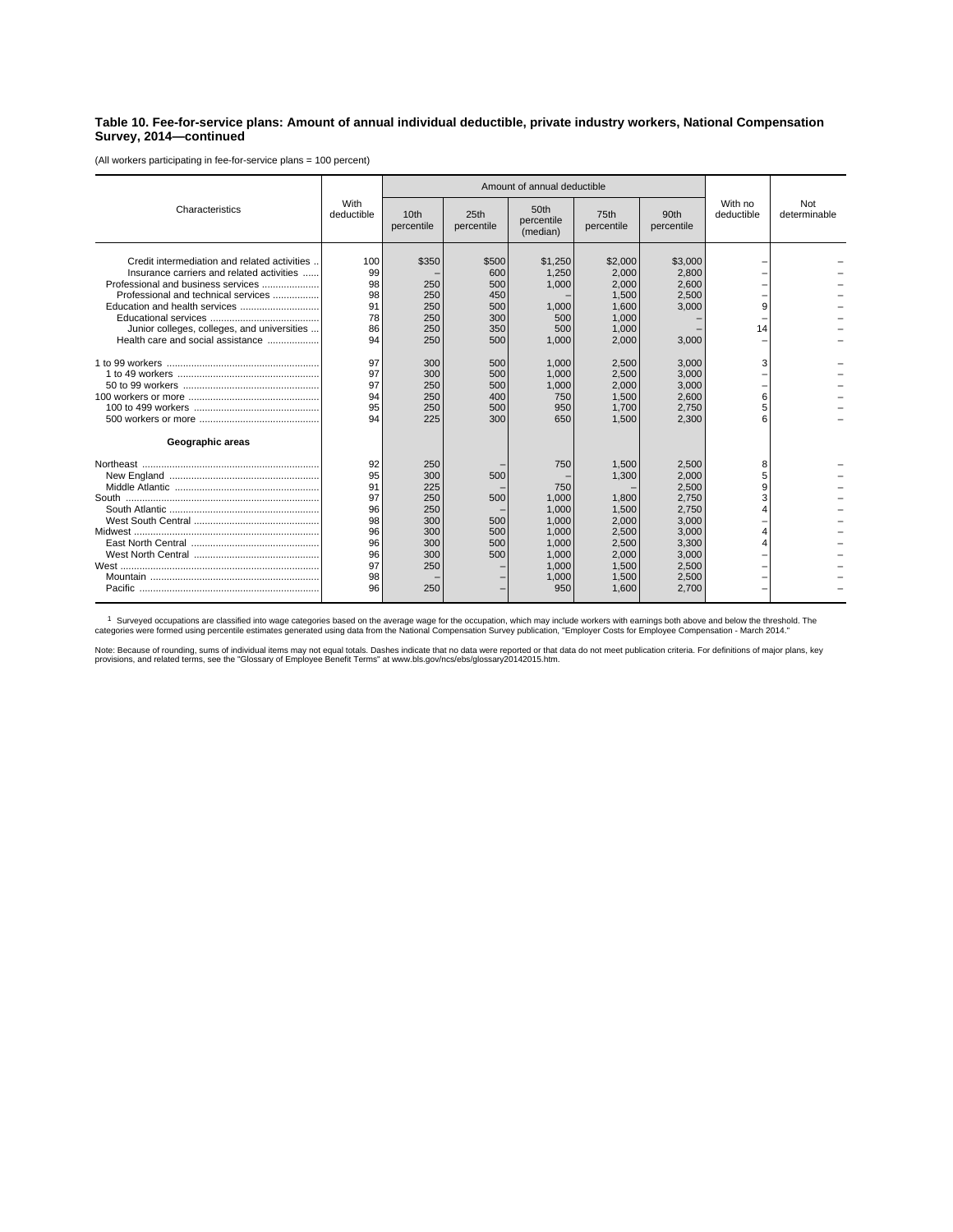**Table 10. Fee-for-service plans: Amount of annual individual deductible, private industry workers, National Compensation Survey, 2014—continued**

(All workers participating in fee-for-service plans = 100 percent)

| Characteristics | With deductible | Amount of annual deductible | | | | | With no deductible | Not determinable |
|---|---|---|---|---|---|---|---|---|
| | | 10th percentile | 25th percentile | 50th percentile (median) | 75th percentile | 90th percentile | | |
| Credit intermediation and related activities | 100 | $350 | $500 | $1,250 | $2,000 | $3,000 | – | – |
| Insurance carriers and related activities | 99 | – | 600 | 1,250 | 2,000 | 2,800 | – | – |
| Professional and business services | 98 | 250 | 500 | 1,000 | 2,000 | 2,600 | – | – |
| Professional and technical services | 98 | 250 | 450 | – | 1,500 | 2,500 | – | – |
| Education and health services | 91 | 250 | 500 | 1,000 | 1,600 | 3,000 | 9 | – |
| Educational services | 78 | 250 | 300 | 500 | 1,000 | – | – | – |
| Junior colleges, colleges, and universities | 86 | 250 | 350 | 500 | 1,000 | – | 14 | – |
| Health care and social assistance | 94 | 250 | 500 | 1,000 | 2,000 | 3,000 | – | – |
| 1 to 99 workers | 97 | 300 | 500 | 1,000 | 2,500 | 3,000 | 3 | – |
| 1 to 49 workers | 97 | 300 | 500 | 1,000 | 2,500 | 3,000 | – | – |
| 50 to 99 workers | 97 | 250 | 500 | 1,000 | 2,000 | 3,000 | – | – |
| 100 workers or more | 94 | 250 | 400 | 750 | 1,500 | 2,600 | 6 | – |
| 100 to 499 workers | 95 | 250 | 500 | 950 | 1,700 | 2,750 | 5 | – |
| 500 workers or more | 94 | 225 | 300 | 650 | 1,500 | 2,300 | 6 | – |
| **Geographic areas** | | | | | | | | |
| Northeast | 92 | 250 | – | 750 | 1,500 | 2,500 | 8 | – |
| New England | 95 | 300 | 500 | – | 1,300 | 2,000 | 5 | – |
| Middle Atlantic | 91 | 225 | – | 750 | – | 2,500 | 9 | – |
| South | 97 | 250 | 500 | 1,000 | 1,800 | 2,750 | 3 | – |
| South Atlantic | 96 | 250 | – | 1,000 | 1,500 | 2,750 | 4 | – |
| West South Central | 98 | 300 | 500 | 1,000 | 2,000 | 3,000 | – | – |
| Midwest | 96 | 300 | 500 | 1,000 | 2,500 | 3,000 | 4 | – |
| East North Central | 96 | 300 | 500 | 1,000 | 2,500 | 3,300 | 4 | – |
| West North Central | 96 | 300 | 500 | 1,000 | 2,000 | 3,000 | – | – |
| West | 97 | 250 | – | 1,000 | 1,500 | 2,500 | – | – |
| Mountain | 98 | – | – | 1,000 | 1,500 | 2,500 | – | – |
| Pacific | 96 | 250 | – | 950 | 1,600 | 2,700 | – | – |

[1] Surveyed occupations are classified into wage categories based on the average wage for the occupation, which may include workers with earnings both above and below the threshold. The categories were formed using percentile estimates generated using data from the National Compensation Survey publication, "Employer Costs for Employee Compensation - March 2014."

Note: Because of rounding, sums of individual items may not equal totals. Dashes indicate that no data were reported or that data do not meet publication criteria. For definitions of major plans, key provisions, and related terms, see the "Glossary of Employee Benefit Terms" at www.bls.gov/ncs/ebs/glossary20142015.htm.